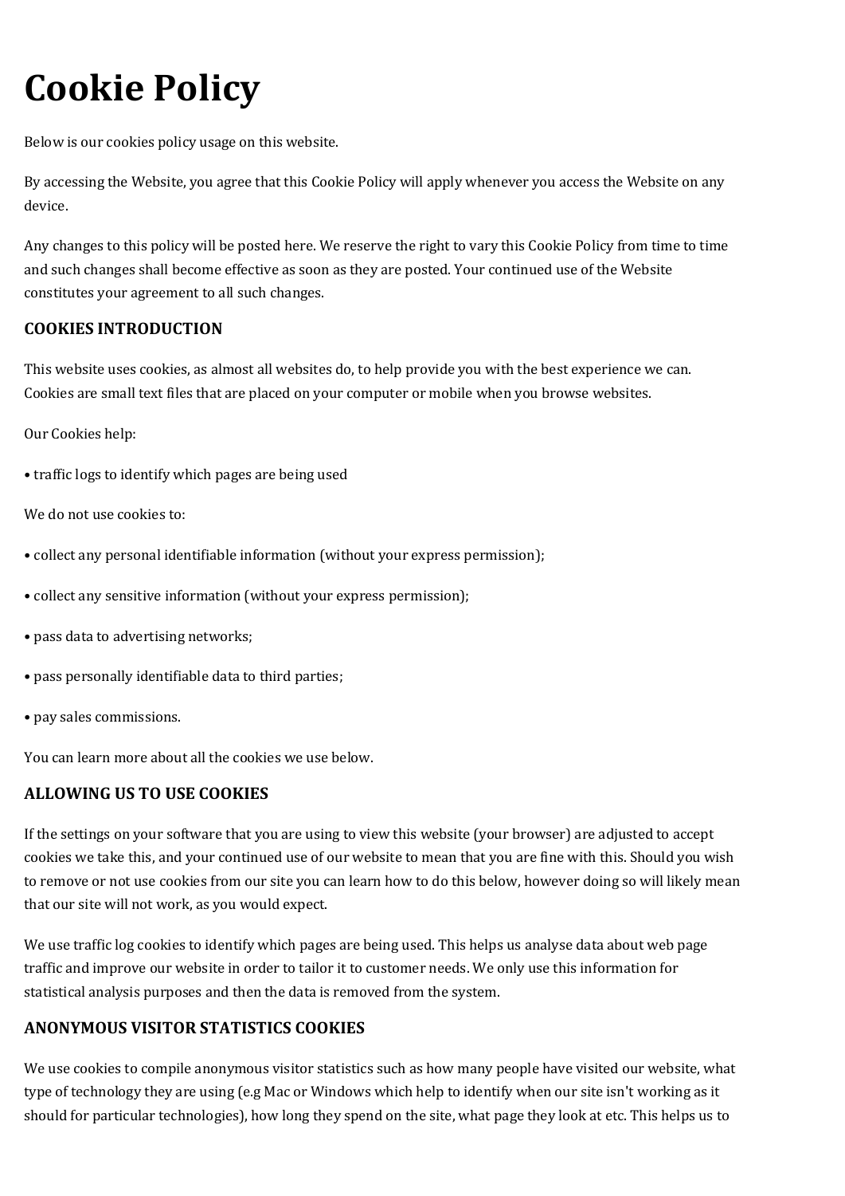# Cookie Policy

Below is our cookies policy usage on this website.

By accessing the Website, you agree that this Cookie Policy will apply whenever you access the Website on any device.

Any changes to this policy will be posted here. We reserve the right to vary this Cookie Policy from time to time and such changes shall become effective as soon as they are posted. Your continued use of the Website constitutes your agreement to all such changes.

### COOKIES INTRODUCTION

This website uses cookies, as almost all websites do, to help provide you with the best experience we can. Cookies are small text files that are placed on your computer or mobile when you browse websites.

Our Cookies help:

• traffic logs to identify which pages are being used

We do not use cookies to:

• collect any personal identifiable information (without your express permission);

• collect any sensitive information (without your express permission);

• pass data to advertising networks;

• pass personally identifiable data to third parties;

• pay sales commissions.

You can learn more about all the cookies we use below.

### ALLOWING US TO USE COOKIES

If the settings on your software that you are using to view this website (your browser) are adjusted to accept cookies we take this, and your continued use of our website to mean that you are fine with this. Should you wish to remove or not use cookies from our site you can learn how to do this below, however doing so will likely mean that our site will not work, as you would expect.

We use traffic log cookies to identify which pages are being used. This helps us analyse data about web page traffic and improve our website in order to tailor it to customer needs. We only use this information for statistical analysis purposes and then the data is removed from the system.

### ANONYMOUS VISITOR STATISTICS COOKIES

We use cookies to compile anonymous visitor statistics such as how many people have visited our website, what type of technology they are using (e.g Mac or Windows which help to identify when our site isn't working as it should for particular technologies), how long they spend on the site, what page they look at etc. This helps us to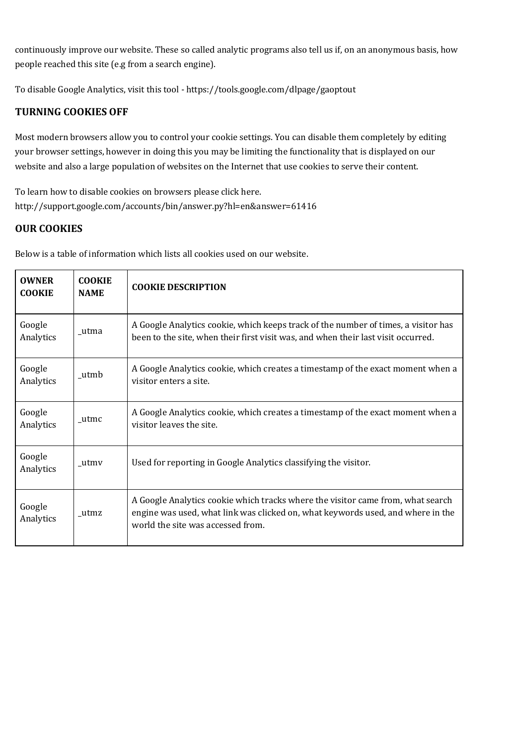continuously improve our website. These so called analytic programs also tell us if, on an anonymous basis, how people reached this site (e.g from a search engine).

To disable Google Analytics, visit this tool - https://tools.google.com/dlpage/gaoptout

## TURNING COOKIES OFF

Most modern browsers allow you to control your cookie settings. You can disable them completely by editing your browser settings, however in doing this you may be limiting the functionality that is displayed on our website and also a large population of websites on the Internet that use cookies to serve their content.

To learn how to disable cookies on browsers please click here.
http://support.google.com/accounts/bin/answer.py?hl=en&answer=61416

## OUR COOKIES

Below is a table of information which lists all cookies used on our website.

| OWNER COOKIE | COOKIE NAME | COOKIE DESCRIPTION |
|---|---|---|
| Google Analytics | _utma | A Google Analytics cookie, which keeps track of the number of times, a visitor has been to the site, when their first visit was, and when their last visit occurred. |
| Google Analytics | _utmb | A Google Analytics cookie, which creates a timestamp of the exact moment when a visitor enters a site. |
| Google Analytics | _utmc | A Google Analytics cookie, which creates a timestamp of the exact moment when a visitor leaves the site. |
| Google Analytics | _utmv | Used for reporting in Google Analytics classifying the visitor. |
| Google Analytics | _utmz | A Google Analytics cookie which tracks where the visitor came from, what search engine was used, what link was clicked on, what keywords used, and where in the world the site was accessed from. |